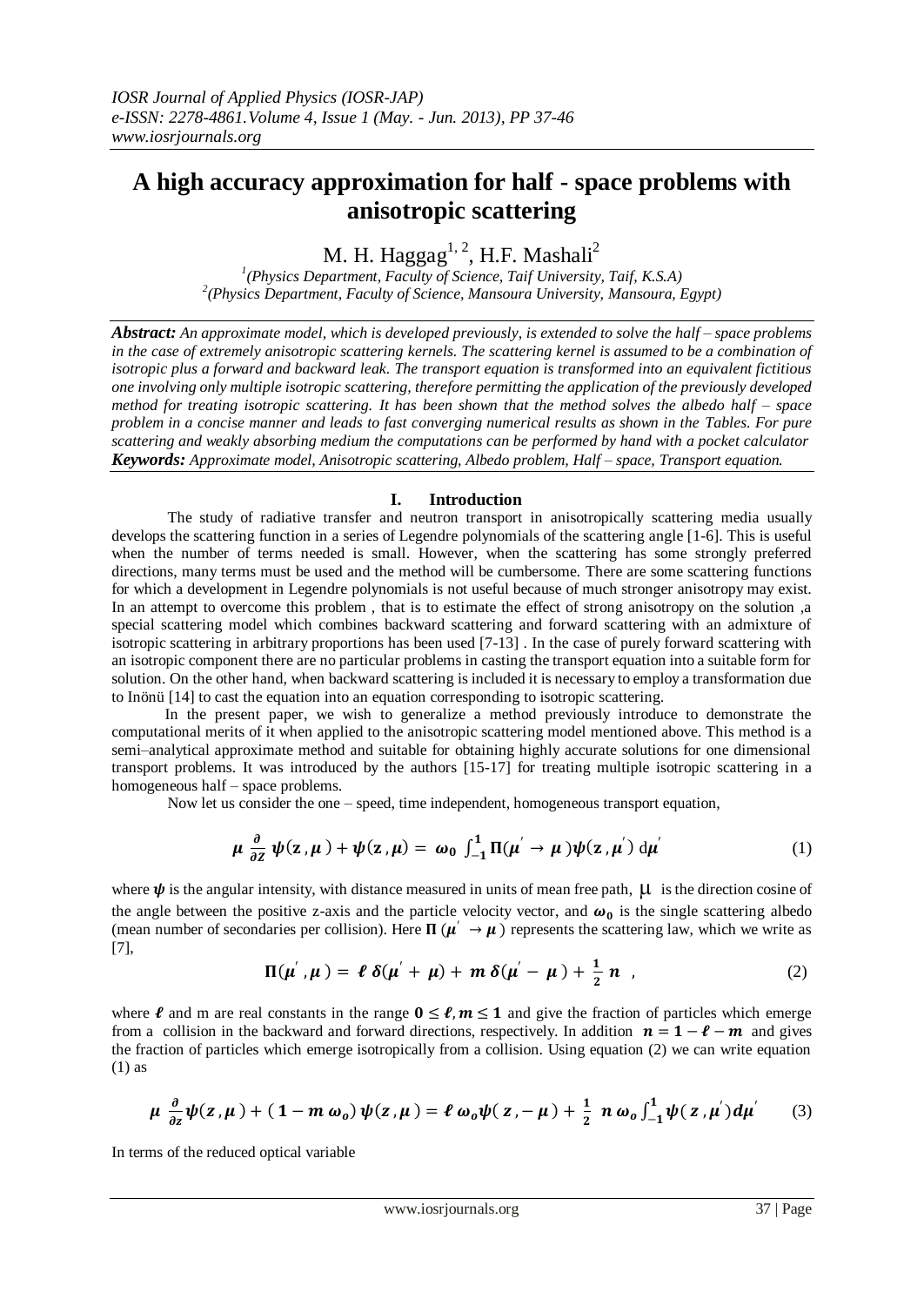# A high accuracy approximation for half - space problems with anisotropic scattering

M. H. Haggag[1, 2], H.F. Mashali[2]

[1](Physics Department, Faculty of Science, Taif University, Taif, K.S.A)
[2](Physics Department, Faculty of Science, Mansoura University, Mansoura, Egypt)

***Abstract:*** *An approximate model, which is developed previously, is extended to solve the half – space problems in the case of extremely anisotropic scattering kernels. The scattering kernel is assumed to be a combination of isotropic plus a forward and backward leak. The transport equation is transformed into an equivalent fictitious one involving only multiple isotropic scattering, therefore permitting the application of the previously developed method for treating isotropic scattering. It has been shown that the method solves the albedo half – space problem in a concise manner and leads to fast converging numerical results as shown in the Tables. For pure scattering and weakly absorbing medium the computations can be performed by hand with a pocket calculator*

***Keywords:*** *Approximate model, Anisotropic scattering, Albedo problem, Half – space, Transport equation.*

## I. Introduction

The study of radiative transfer and neutron transport in anisotropically scattering media usually develops the scattering function in a series of Legendre polynomials of the scattering angle [1-6]. This is useful when the number of terms needed is small. However, when the scattering has some strongly preferred directions, many terms must be used and the method will be cumbersome. There are some scattering functions for which a development in Legendre polynomials is not useful because of much stronger anisotropy may exist. In an attempt to overcome this problem , that is to estimate the effect of strong anisotropy on the solution ,a special scattering model which combines backward scattering and forward scattering with an admixture of isotropic scattering in arbitrary proportions has been used [7-13] . In the case of purely forward scattering with an isotropic component there are no particular problems in casting the transport equation into a suitable form for solution. On the other hand, when backward scattering is included it is necessary to employ a transformation due to Inönü [14] to cast the equation into an equation corresponding to isotropic scattering.

In the present paper, we wish to generalize a method previously introduce to demonstrate the computational merits of it when applied to the anisotropic scattering model mentioned above. This method is a semi–analytical approximate method and suitable for obtaining highly accurate solutions for one dimensional transport problems. It was introduced by the authors [15-17] for treating multiple isotropic scattering in a homogeneous half – space problems.

Now let us consider the one – speed, time independent, homogeneous transport equation,

$$\mu \frac{\partial}{\partial Z} \psi(z,\mu) + \psi(z,\mu) = \omega_0 \int_{-1}^{1} \Pi(\mu' \to \mu) \psi(z,\mu')\, d\mu' \tag{1}$$

where $\psi$ is the angular intensity, with distance measured in units of mean free path, $\mu$ is the direction cosine of the angle between the positive z-axis and the particle velocity vector, and $\omega_0$ is the single scattering albedo (mean number of secondaries per collision). Here $\Pi(\mu' \to \mu)$ represents the scattering law, which we write as [7],

$$\Pi(\mu',\mu) = \ell\, \delta(\mu' + \mu) + m\, \delta(\mu' - \mu) + \frac{1}{2} n \ , \tag{2}$$

where $\ell$ and m are real constants in the range $0 \leq \ell, m \leq 1$ and give the fraction of particles which emerge from a collision in the backward and forward directions, respectively. In addition $n = 1 - \ell - m$ and gives the fraction of particles which emerge isotropically from a collision. Using equation (2) we can write equation (1) as

$$\mu \frac{\partial}{\partial z} \psi(z,\mu) + (1 - m\, \omega_o)\, \psi(z,\mu) = \ell\, \omega_o \psi(z,-\mu) + \frac{1}{2}\, n\, \omega_o \int_{-1}^{1} \psi(z,\mu')\, d\mu' \tag{3}$$

In terms of the reduced optical variable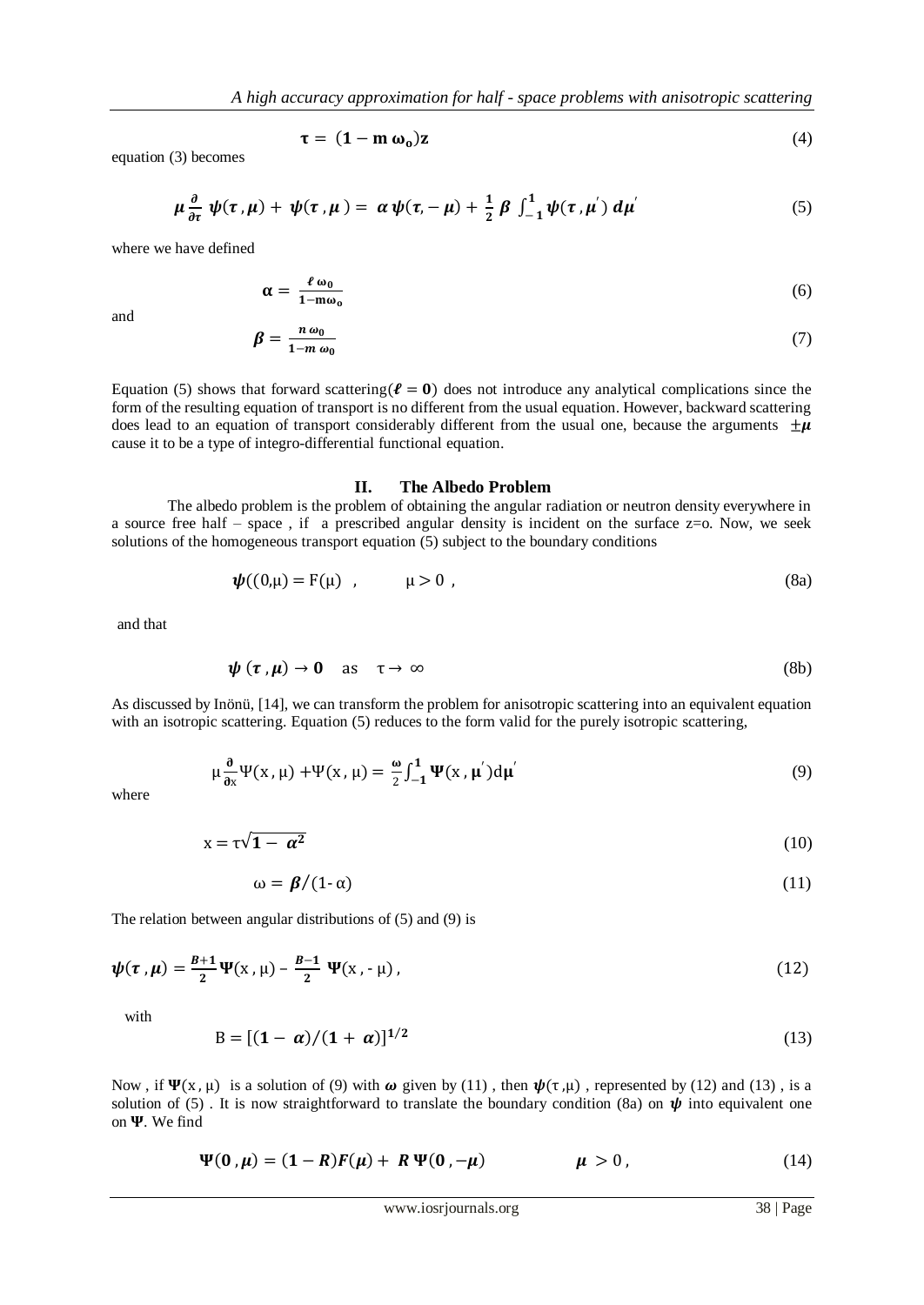$$\tau = (1 - m\,\omega_o)z \tag{4}$$

equation (3) becomes

$$\mu \frac{\partial}{\partial \tau}\, \psi(\tau, \mu) + \psi(\tau, \mu) = \alpha\, \psi(\tau, -\mu) + \frac{1}{2}\, \beta \int_{-1}^{1} \psi(\tau, \mu')\, d\mu' \tag{5}$$

where we have defined

$$\alpha = \frac{\ell\, \omega_0}{1 - m\omega_o} \tag{6}$$

and

$$\beta = \frac{n\, \omega_0}{1 - m\, \omega_0} \tag{7}$$

Equation (5) shows that forward scattering($\ell = 0$) does not introduce any analytical complications since the form of the resulting equation of transport is no different from the usual equation. However, backward scattering does lead to an equation of transport considerably different from the usual one, because the arguments $\pm\mu$ cause it to be a type of integro-differential functional equation.

## II. The Albedo Problem

The albedo problem is the problem of obtaining the angular radiation or neutron density everywhere in a source free half – space , if a prescribed angular density is incident on the surface z=o. Now, we seek solutions of the homogeneous transport equation (5) subject to the boundary conditions

$$\psi((0, \mu) = F(\mu) \quad , \qquad \mu > 0 \; , \tag{8a}$$

and that

$$\psi(\tau, \mu) \to 0 \quad \text{as} \quad \tau \to \infty \tag{8b}$$

As discussed by Inönü, [14], we can transform the problem for anisotropic scattering into an equivalent equation with an isotropic scattering. Equation (5) reduces to the form valid for the purely isotropic scattering,

$$\mu \frac{\partial}{\partial x} \Psi(x, \mu) + \Psi(x, \mu) = \frac{\omega}{2} \int_{-1}^{1} \Psi(x, \mu')\, d\mu' \tag{9}$$

where

$$x = \tau\sqrt{1 - \alpha^2} \tag{10}$$

$$\omega = \beta/(1 - \alpha) \tag{11}$$

The relation between angular distributions of (5) and (9) is

$$\psi(\tau, \mu) = \frac{B+1}{2}\, \Psi(x, \mu) - \frac{B-1}{2}\, \Psi(x, -\mu), \tag{12}$$

with

$$B = [(1 - \alpha)/(1 + \alpha)]^{1/2} \tag{13}$$

Now , if $\Psi(x, \mu)$ is a solution of (9) with $\omega$ given by (11) , then $\psi(\tau, \mu)$ , represented by (12) and (13) , is a solution of (5) . It is now straightforward to translate the boundary condition (8a) on $\psi$ into equivalent one on $\Psi$. We find

$$\Psi(0, \mu) = (1 - R)F(\mu) + R\, \Psi(0, -\mu) \qquad \mu > 0, \tag{14}$$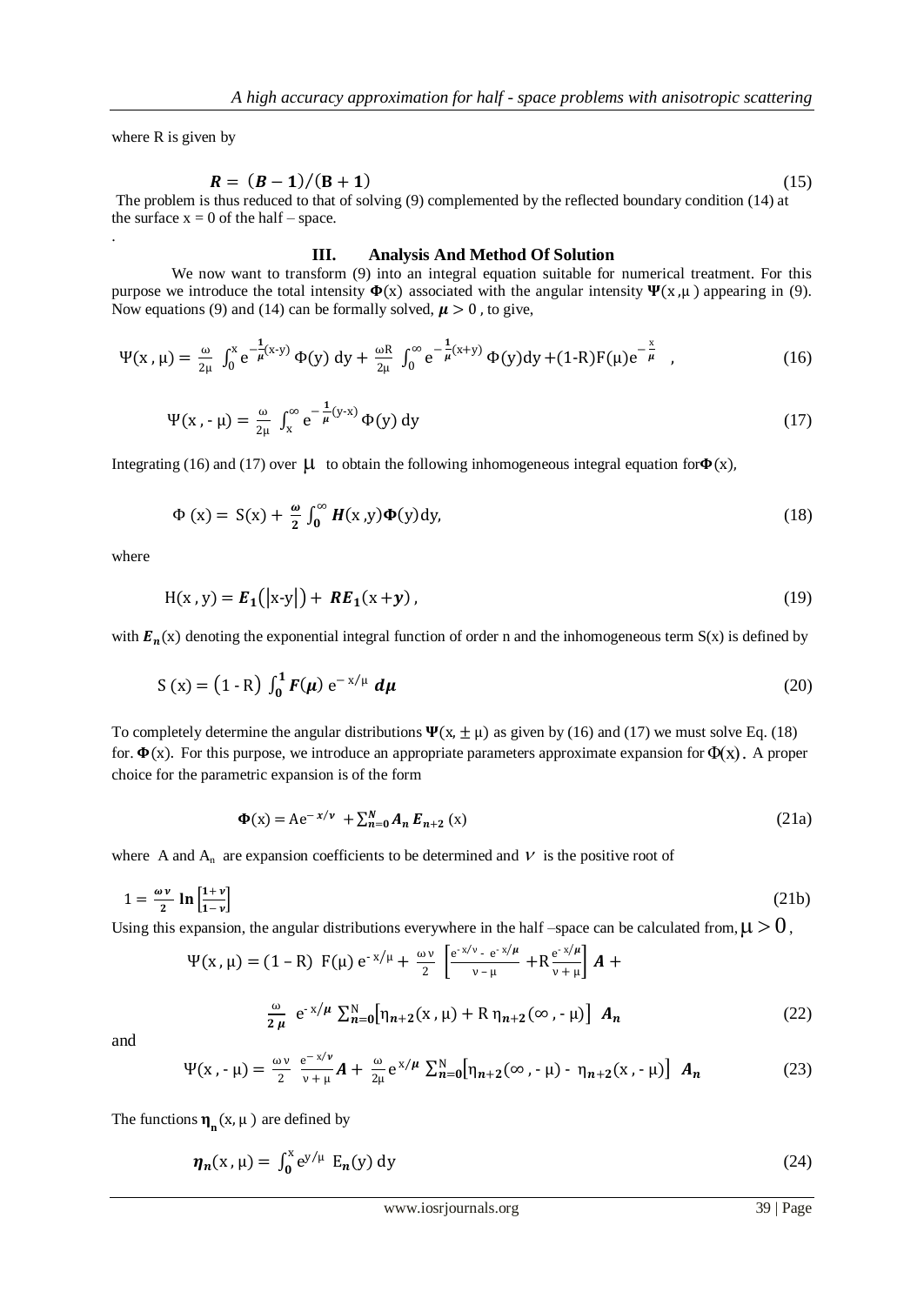where R is given by

$$R = (B - 1)/(B + 1) \tag{15}$$

The problem is thus reduced to that of solving (9) complemented by the reflected boundary condition (14) at the surface $x = 0$ of the half – space.

.

### III. Analysis And Method Of Solution

We now want to transform (9) into an integral equation suitable for numerical treatment. For this purpose we introduce the total intensity $\Phi(x)$ associated with the angular intensity $\Psi(x, \mu)$ appearing in (9). Now equations (9) and (14) can be formally solved, $\mu > 0$, to give,

$$\Psi(x, \mu) = \frac{\omega}{2\mu} \int_0^x e^{-\frac{1}{\mu}(x-y)} \Phi(y)\, dy + \frac{\omega R}{2\mu} \int_0^\infty e^{-\frac{1}{\mu}(x+y)} \Phi(y) dy + (1-R)F(\mu)e^{-\frac{x}{\mu}} \quad , \tag{16}$$

$$\Psi(x, -\mu) = \frac{\omega}{2\mu} \int_x^\infty e^{-\frac{1}{\mu}(y-x)} \Phi(y)\, dy \tag{17}$$

Integrating (16) and (17) over $\mu$ to obtain the following inhomogeneous integral equation for $\Phi(x)$,

$$\Phi(x) = S(x) + \frac{\omega}{2} \int_0^\infty H(x, y)\Phi(y) dy, \tag{18}$$

where

$$H(x, y) = E_1(|x-y|) + RE_1(x + y), \tag{19}$$

with $E_n(x)$ denoting the exponential integral function of order n and the inhomogeneous term $S(x)$ is defined by

$$S(x) = (1 - R) \int_0^1 F(\mu)\, e^{-x/\mu}\, d\mu \tag{20}$$

To completely determine the angular distributions $\Psi(x, \pm\mu)$ as given by (16) and (17) we must solve Eq. (18) for. $\Phi(x)$. For this purpose, we introduce an appropriate parameters approximate expansion for $\Phi(x)$. A proper choice for the parametric expansion is of the form

$$\Phi(x) = Ae^{-x/\nu} + \sum_{n=0}^{N} A_n E_{n+2}(x) \tag{21a}$$

where A and $A_n$ are expansion coefficients to be determined and $\nu$ is the positive root of

$$1 = \frac{\omega \nu}{2} \ln\left[\frac{1+\nu}{1-\nu}\right] \tag{21b}$$

Using this expansion, the angular distributions everywhere in the half –space can be calculated from, $\mu > 0$,

$$\Psi(x, \mu) = (1 - R)\; F(\mu)\, e^{-x/\mu} + \frac{\omega \nu}{2} \left[\frac{e^{-x/\nu} - e^{-x/\mu}}{\nu - \mu} + R\frac{e^{-x/\mu}}{\nu + \mu}\right] A +$$

$$\frac{\omega}{2\mu}\; e^{-x/\mu} \sum_{n=0}^{N} \left[\eta_{n+2}(x, \mu) + R\, \eta_{n+2}(\infty, -\mu)\right]\; A_n \tag{22}$$

and

$$\Psi(x, -\mu) = \frac{\omega \nu}{2}\; \frac{e^{-x/\nu}}{\nu + \mu} A + \frac{\omega}{2\mu} e^{x/\mu} \sum_{n=0}^{N} \left[\eta_{n+2}(\infty, -\mu) - \eta_{n+2}(x, -\mu)\right]\; A_n \tag{23}$$

The functions $\eta_n(x, \mu)$ are defined by

$$\eta_n(x, \mu) = \int_0^x e^{y/\mu}\; E_n(y)\, dy \tag{24}$$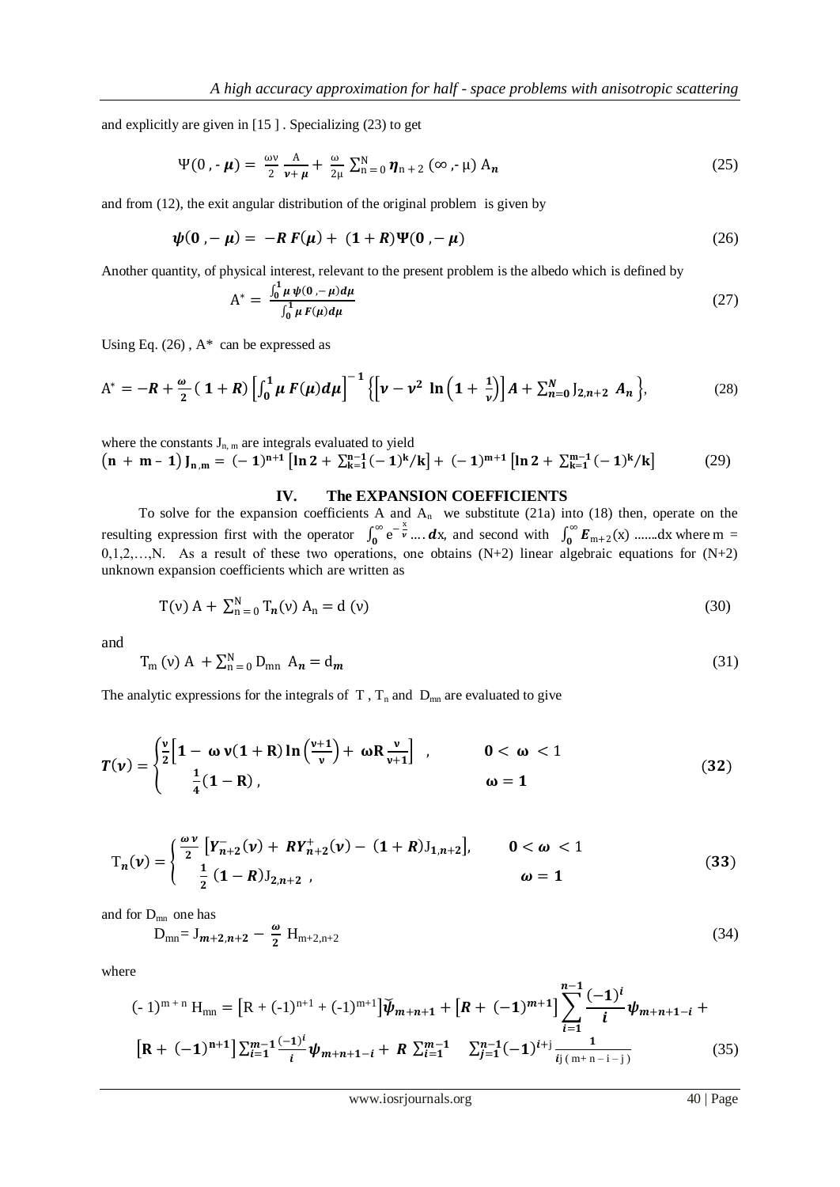and explicitly are given in [15 ] . Specializing (23) to get

$$\Psi(0\,,-\boldsymbol{\mu}) = \frac{\omega\nu}{2}\frac{A}{\boldsymbol{\nu}+\boldsymbol{\mu}} + \frac{\omega}{2\mu}\sum_{n=0}^{N}\boldsymbol{\eta}_{n+2}\,(\infty\,,-\mu)\,A_{\boldsymbol{n}} \tag{25}$$

and from (12), the exit angular distribution of the original problem is given by

$$\boldsymbol{\psi}(\mathbf{0}\,,-\boldsymbol{\mu}) = -\boldsymbol{R}\,\boldsymbol{F}(\boldsymbol{\mu}) + (\mathbf{1}+\boldsymbol{R})\boldsymbol{\Psi}(\mathbf{0}\,,-\boldsymbol{\mu}) \tag{26}$$

Another quantity, of physical interest, relevant to the present problem is the albedo which is defined by

$$A^{*} = \frac{\int_{0}^{1}\mu\,\psi(0\,,-\mu)d\mu}{\int_{0}^{1}\mu\,F(\mu)d\mu} \tag{27}$$

Using Eq. (26) , A* can be expressed as

$$A^{*} = -\boldsymbol{R} + \frac{\boldsymbol{\omega}}{\mathbf{2}}(\mathbf{1}+\boldsymbol{R})\left[\int_{0}^{1}\mu\,F(\mu)d\mu\right]^{-1}\left\{\left[\nu-\nu^{2}\,\ln\left(1+\frac{1}{\nu}\right)\right]A + \sum_{n=0}^{N}J_{2,n+2}\,A_{n}\right\}, \tag{28}$$

where the constants $J_{n,m}$ are integrals evaluated to yield

$$(\mathbf{n}+\mathbf{m}-\mathbf{1})\,\mathbf{J}_{\mathbf{n},\mathbf{m}} = (-\mathbf{1})^{\mathbf{n}+1}\left[\ln 2 + \sum_{k=1}^{n-1}(-1)^{k}/k\right] + (-1)^{m+1}\left[\ln 2 + \sum_{k=1}^{m-1}(-1)^{k}/k\right] \tag{29}$$

## IV. The EXPANSION COEFFICIENTS

To solve for the expansion coefficients A and $A_n$ we substitute (21a) into (18) then, operate on the resulting expression first with the operator $\int_{0}^{\infty}e^{-\frac{x}{\nu}}\ldots\,\boldsymbol{d}x$, and second with $\int_{0}^{\infty}\boldsymbol{E}_{m+2}(x)\,\ldots\ldots dx$ where m = 0,1,2,…,N. As a result of these two operations, one obtains (N+2) linear algebraic equations for (N+2) unknown expansion coefficients which are written as

$$T(\nu)\,A + \sum_{n=0}^{N}T_{\boldsymbol{n}}(\nu)\,A_{n} = d\,(\nu) \tag{30}$$

and

$$T_{m}(\nu)\,A + \sum_{n=0}^{N}D_{mn}\,A_{\boldsymbol{n}} = d_{\boldsymbol{m}} \tag{31}$$

The analytic expressions for the integrals of T , $T_n$ and $D_{mn}$ are evaluated to give

$$\boldsymbol{T}(\boldsymbol{\nu}) = \begin{cases}\frac{\nu}{2}\left[1-\omega\,\nu(1+R)\ln\left(\frac{\nu+1}{\nu}\right)+\omega R\frac{\nu}{\nu+1}\right], & 0<\omega<1\\ \frac{1}{4}(1-R), & \omega=1\end{cases} \tag{32}$$

$$T_{\boldsymbol{n}}(\boldsymbol{\nu}) = \begin{cases}\frac{\omega\,\nu}{2}\left[Y_{n+2}^{-}(\nu)+RY_{n+2}^{+}(\nu)-(1+R)J_{1,n+2}\right], & 0<\omega<1\\ \frac{1}{2}(1-R)J_{2,n+2}\,, & \omega=1\end{cases} \tag{33}$$

and for $D_{mn}$ one has

$$D_{mn} = J_{m+2,n+2} - \frac{\omega}{2}\,H_{m+2,n+2} \tag{34}$$

where

$$(-1)^{m+n}H_{mn} = \left[R+(-1)^{n+1}+(-1)^{m+1}\right]\breve{\psi}_{m+n+1} + \left[R+(-1)^{m+1}\right]\sum_{i=1}^{n-1}\frac{(-1)^{i}}{i}\psi_{m+n+1-i} + \left[R+(-1)^{n+1}\right]\sum_{i=1}^{m-1}\frac{(-1)^{i}}{i}\psi_{m+n+1-i} + R\sum_{i=1}^{m-1}\sum_{j=1}^{n-1}(-1)^{i+j}\frac{1}{i\,j\,(m+n-i-j)} \tag{35}$$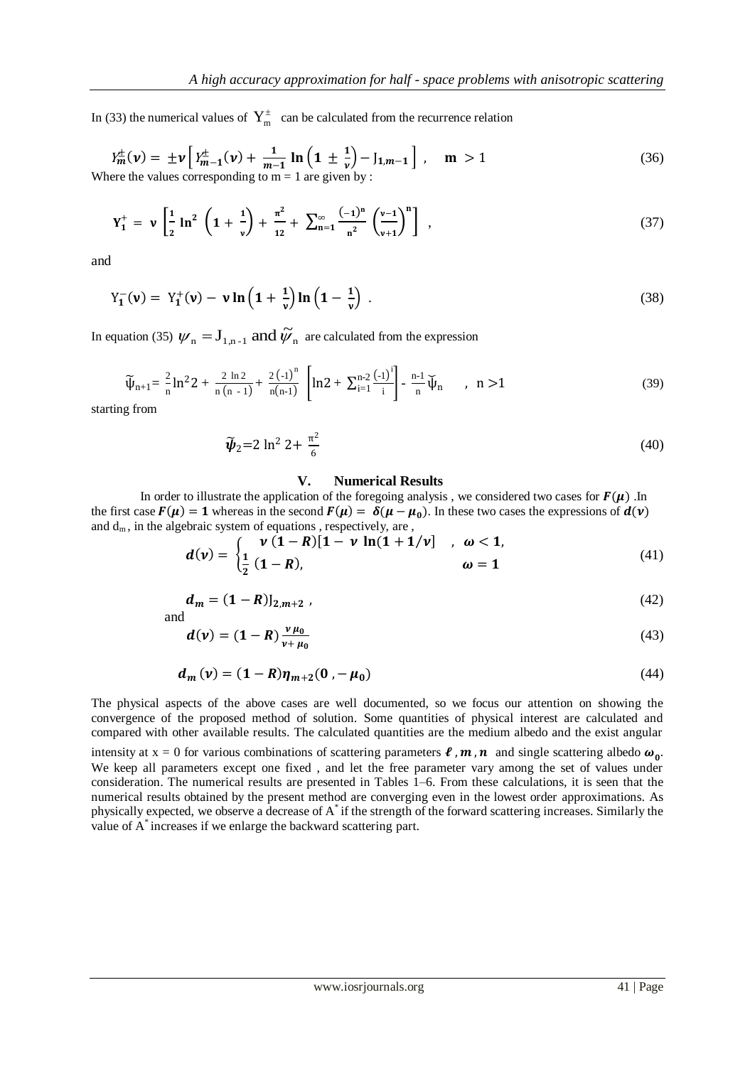In (33) the numerical values of $Y_m^{\pm}$ can be calculated from the recurrence relation

$$Y_m^{\pm}(\nu) = \pm\nu\left[Y_{m-1}^{\pm}(\nu) + \frac{1}{m-1}\ln\left(1 \pm \frac{1}{\nu}\right) - J_{1,m-1}\right] , \quad m > 1 \tag{36}$$

Where the values corresponding to m = 1 are given by :

$$Y_1^{+} = \nu\left[\frac{1}{2}\ln^2\left(1+\frac{1}{\nu}\right) + \frac{\pi^2}{12} + \sum_{n=1}^{\infty}\frac{(-1)^n}{n^2}\left(\frac{\nu-1}{\nu+1}\right)^n\right] , \tag{37}$$

and

$$Y_1^{-}(\nu) = Y_1^{+}(\nu) - \nu\ln\left(1+\frac{1}{\nu}\right)\ln\left(1-\frac{1}{\nu}\right) . \tag{38}$$

In equation (35) $\psi_n = J_{1,n-1}$ and $\widetilde{\psi}_n$ are calculated from the expression

$$\widetilde{\psi}_{n+1} = \frac{2}{n}\ln^2 2 + \frac{2\ln 2}{n(n-1)} + \frac{2(-1)^n}{n(n-1)}\left[\ln 2 + \sum_{i=1}^{n-2}\frac{(-1)^i}{i}\right] - \frac{n-1}{n}\widetilde{\psi}_n \quad , \ n > 1 \tag{39}$$

starting from

$$\widetilde{\psi}_2 = 2\ln^2 2 + \frac{\pi^2}{6} \tag{40}$$

## V. Numerical Results

In order to illustrate the application of the foregoing analysis , we considered two cases for $F(\mu)$ .In the first case $F(\mu) = 1$ whereas in the second $F(\mu) = \delta(\mu - \mu_0)$. In these two cases the expressions of $d(\nu)$ and $d_m$, in the algebraic system of equations , respectively, are ,

$$d(\nu) = \begin{cases} \nu(1-R)[1-\nu\ln(1+1/\nu)] & , \ \omega < 1, \\ \frac{1}{2}(1-R), & \omega = 1 \end{cases} \tag{41}$$

$$d_m = (1-R)J_{2,m+2} , \tag{42}$$

and

$$d(\nu) = (1-R)\frac{\nu\mu_0}{\nu+\mu_0} \tag{43}$$

$$d_m(\nu) = (1-R)\eta_{m+2}(0, -\mu_0) \tag{44}$$

The physical aspects of the above cases are well documented, so we focus our attention on showing the convergence of the proposed method of solution. Some quantities of physical interest are calculated and compared with other available results. The calculated quantities are the medium albedo and the exist angular intensity at x = 0 for various combinations of scattering parameters $\ell, m, n$ and single scattering albedo $\omega_0$. We keep all parameters except one fixed , and let the free parameter vary among the set of values under consideration. The numerical results are presented in Tables 1–6. From these calculations, it is seen that the numerical results obtained by the present method are converging even in the lowest order approximations. As physically expected, we observe a decrease of $A^*$ if the strength of the forward scattering increases. Similarly the value of $A^*$ increases if we enlarge the backward scattering part.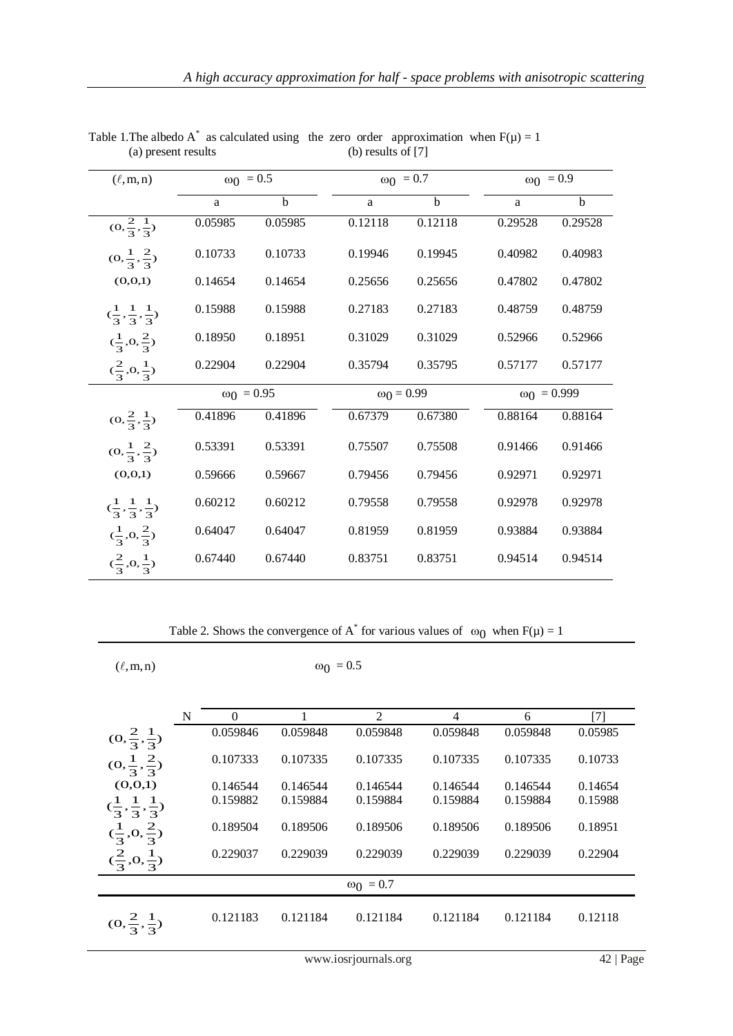Table 1.The albedo $A^*$ as calculated using the zero order approximation when $F(\mu) = 1$
(a) present results (b) results of [7]

| $(\ell, m, n)$ | $\omega_0 = 0.5$ | | $\omega_0 = 0.7$ | | $\omega_0 = 0.9$ | |
|---|---|---|---|---|---|---|
| | a | b | a | b | a | b |
| $(0, \frac{2}{3}, \frac{1}{3})$ | 0.05985 | 0.05985 | 0.12118 | 0.12118 | 0.29528 | 0.29528 |
| $(0, \frac{1}{3}, \frac{2}{3})$ | 0.10733 | 0.10733 | 0.19946 | 0.19945 | 0.40982 | 0.40983 |
| $(0,0,1)$ | 0.14654 | 0.14654 | 0.25656 | 0.25656 | 0.47802 | 0.47802 |
| $(\frac{1}{3}, \frac{1}{3}, \frac{1}{3})$ | 0.15988 | 0.15988 | 0.27183 | 0.27183 | 0.48759 | 0.48759 |
| $(\frac{1}{3}, 0, \frac{2}{3})$ | 0.18950 | 0.18951 | 0.31029 | 0.31029 | 0.52966 | 0.52966 |
| $(\frac{2}{3}, 0, \frac{1}{3})$ | 0.22904 | 0.22904 | 0.35794 | 0.35795 | 0.57177 | 0.57177 |
| | $\omega_0 = 0.95$ | | $\omega_0 = 0.99$ | | $\omega_0 = 0.999$ | |
| $(0, \frac{2}{3}, \frac{1}{3})$ | 0.41896 | 0.41896 | 0.67379 | 0.67380 | 0.88164 | 0.88164 |
| $(0, \frac{1}{3}, \frac{2}{3})$ | 0.53391 | 0.53391 | 0.75507 | 0.75508 | 0.91466 | 0.91466 |
| $(0,0,1)$ | 0.59666 | 0.59667 | 0.79456 | 0.79456 | 0.92971 | 0.92971 |
| $(\frac{1}{3}, \frac{1}{3}, \frac{1}{3})$ | 0.60212 | 0.60212 | 0.79558 | 0.79558 | 0.92978 | 0.92978 |
| $(\frac{1}{3}, 0, \frac{2}{3})$ | 0.64047 | 0.64047 | 0.81959 | 0.81959 | 0.93884 | 0.93884 |
| $(\frac{2}{3}, 0, \frac{1}{3})$ | 0.67440 | 0.67440 | 0.83751 | 0.83751 | 0.94514 | 0.94514 |

Table 2. Shows the convergence of $A^*$ for various values of $\omega_0$ when $F(\mu) = 1$

| $(\ell, m, n)$ | $\omega_0 = 0.5$ | | | | | |
|---|---|---|---|---|---|---|
| N | 0 | 1 | 2 | 4 | 6 | [7] |
| $(0, \frac{2}{3}, \frac{1}{3})$ | 0.059846 | 0.059848 | 0.059848 | 0.059848 | 0.059848 | 0.05985 |
| $(0, \frac{1}{3}, \frac{2}{3})$ | 0.107333 | 0.107335 | 0.107335 | 0.107335 | 0.107335 | 0.10733 |
| $(0,0,1)$ | 0.146544 | 0.146544 | 0.146544 | 0.146544 | 0.146544 | 0.14654 |
| $(\frac{1}{3}, \frac{1}{3}, \frac{1}{3})$ | 0.159882 | 0.159884 | 0.159884 | 0.159884 | 0.159884 | 0.15988 |
| $(\frac{1}{3}, 0, \frac{2}{3})$ | 0.189504 | 0.189506 | 0.189506 | 0.189506 | 0.189506 | 0.18951 |
| $(\frac{2}{3}, 0, \frac{1}{3})$ | 0.229037 | 0.229039 | 0.229039 | 0.229039 | 0.229039 | 0.22904 |
| | $\omega_0 = 0.7$ | | | | | |
| $(0, \frac{2}{3}, \frac{1}{3})$ | 0.121183 | 0.121184 | 0.121184 | 0.121184 | 0.121184 | 0.12118 |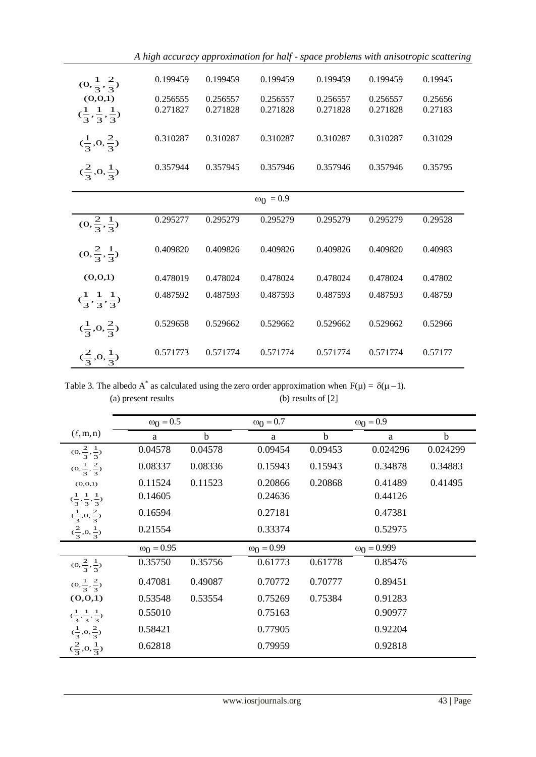| | | | | | | |
|---|---|---|---|---|---|---|
| $(0,\frac{1}{3},\frac{2}{3})$ | 0.199459 | 0.199459 | 0.199459 | 0.199459 | 0.199459 | 0.19945 |
| $(0,0,1)$ | 0.256555 | 0.256557 | 0.256557 | 0.256557 | 0.256557 | 0.25656 |
| $(\frac{1}{3},\frac{1}{3},\frac{1}{3})$ | 0.271827 | 0.271828 | 0.271828 | 0.271828 | 0.271828 | 0.27183 |
| $(\frac{1}{3},0,\frac{2}{3})$ | 0.310287 | 0.310287 | 0.310287 | 0.310287 | 0.310287 | 0.31029 |
| $(\frac{2}{3},0,\frac{1}{3})$ | 0.357944 | 0.357945 | 0.357946 | 0.357946 | 0.357946 | 0.35795 |
| | | | $\omega_0 = 0.9$ | | | |
| $(0,\frac{2}{3},\frac{1}{3})$ | 0.295277 | 0.295279 | 0.295279 | 0.295279 | 0.295279 | 0.29528 |
| $(0,\frac{2}{3},\frac{1}{3})$ | 0.409820 | 0.409826 | 0.409826 | 0.409826 | 0.409820 | 0.40983 |
| $(0,0,1)$ | 0.478019 | 0.478024 | 0.478024 | 0.478024 | 0.478024 | 0.47802 |
| $(\frac{1}{3},\frac{1}{3},\frac{1}{3})$ | 0.487592 | 0.487593 | 0.487593 | 0.487593 | 0.487593 | 0.48759 |
| $(\frac{1}{3},0,\frac{2}{3})$ | 0.529658 | 0.529662 | 0.529662 | 0.529662 | 0.529662 | 0.52966 |
| $(\frac{2}{3},0,\frac{1}{3})$ | 0.571773 | 0.571774 | 0.571774 | 0.571774 | 0.571774 | 0.57177 |

Table 3. The albedo $A^*$ as calculated using the zero order approximation when $F(\mu) = \delta(\mu - 1)$.
(a) present results (b) results of [2]

| $(\ell, m, n)$ | $\omega_0 = 0.5$ | | $\omega_0 = 0.7$ | | $\omega_0 = 0.9$ | |
|---|---|---|---|---|---|---|
| | a | b | a | b | a | b |
| $(0,\frac{2}{3},\frac{1}{3})$ | 0.04578 | 0.04578 | 0.09454 | 0.09453 | 0.024296 | 0.024299 |
| $(0,\frac{1}{3},\frac{2}{3})$ | 0.08337 | 0.08336 | 0.15943 | 0.15943 | 0.34878 | 0.34883 |
| $(0,0,1)$ | 0.11524 | 0.11523 | 0.20866 | 0.20868 | 0.41489 | 0.41495 |
| $(\frac{1}{3},\frac{1}{3},\frac{1}{3})$ | 0.14605 | | 0.24636 | | 0.44126 | |
| $(\frac{1}{3},0,\frac{2}{3})$ | 0.16594 | | 0.27181 | | 0.47381 | |
| $(\frac{2}{3},0,\frac{1}{3})$ | 0.21554 | | 0.33374 | | 0.52975 | |
| | $\omega_0 = 0.95$ | | $\omega_0 = 0.99$ | | $\omega_0 = 0.999$ | |
| $(0,\frac{2}{3},\frac{1}{3})$ | 0.35750 | 0.35756 | 0.61773 | 0.61778 | 0.85476 | |
| $(0,\frac{1}{3},\frac{2}{3})$ | 0.47081 | 0.49087 | 0.70772 | 0.70777 | 0.89451 | |
| $(0,0,1)$ | 0.53548 | 0.53554 | 0.75269 | 0.75384 | 0.91283 | |
| $(\frac{1}{3},\frac{1}{3},\frac{1}{3})$ | 0.55010 | | 0.75163 | | 0.90977 | |
| $(\frac{1}{3},0,\frac{2}{3})$ | 0.58421 | | 0.77905 | | 0.92204 | |
| $(\frac{2}{3},0,\frac{1}{3})$ | 0.62818 | | 0.79959 | | 0.92818 | |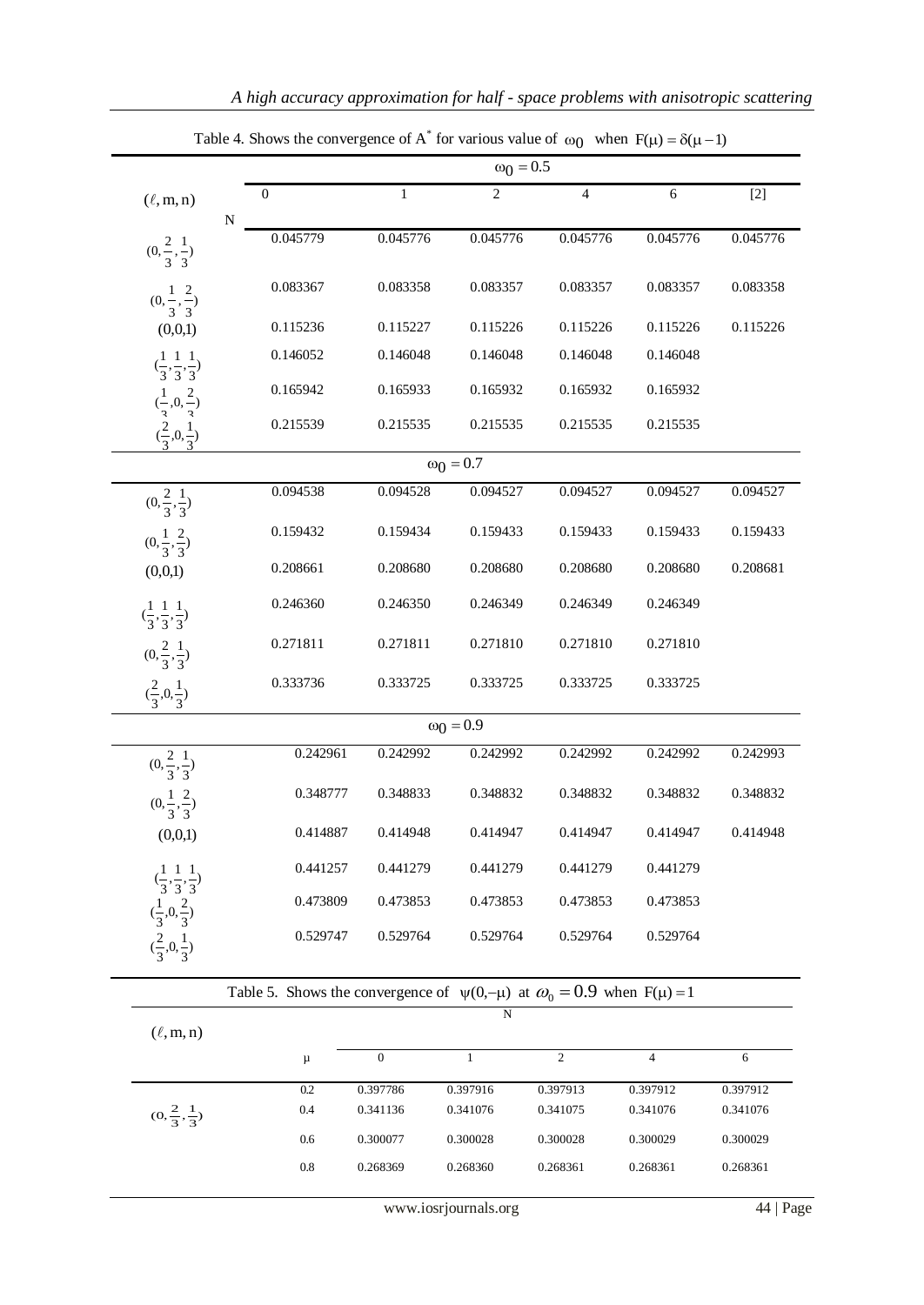Table 4. Shows the convergence of $A^*$ for various value of $\omega_0$ when $F(\mu) = \delta(\mu - 1)$

| $(\ell, m, n)$ \ N | 0 | 1 | 2 | 4 | 6 | [2] |
|---|---|---|---|---|---|---|
| | | | $\omega_0 = 0.5$ | | | |
| $(0, \frac{2}{3}, \frac{1}{3})$ | 0.045779 | 0.045776 | 0.045776 | 0.045776 | 0.045776 | 0.045776 |
| $(0, \frac{1}{3}, \frac{2}{3})$ | 0.083367 | 0.083358 | 0.083357 | 0.083357 | 0.083357 | 0.083358 |
| $(0,0,1)$ | 0.115236 | 0.115227 | 0.115226 | 0.115226 | 0.115226 | 0.115226 |
| $(\frac{1}{3}, \frac{1}{3}, \frac{1}{3})$ | 0.146052 | 0.146048 | 0.146048 | 0.146048 | 0.146048 | |
| $(\frac{1}{3}, 0, \frac{2}{3})$ | 0.165942 | 0.165933 | 0.165932 | 0.165932 | 0.165932 | |
| $(\frac{2}{3}, 0, \frac{1}{3})$ | 0.215539 | 0.215535 | 0.215535 | 0.215535 | 0.215535 | |
| | | | $\omega_0 = 0.7$ | | | |
| $(0, \frac{2}{3}, \frac{1}{3})$ | 0.094538 | 0.094528 | 0.094527 | 0.094527 | 0.094527 | 0.094527 |
| $(0, \frac{1}{3}, \frac{2}{3})$ | 0.159432 | 0.159434 | 0.159433 | 0.159433 | 0.159433 | 0.159433 |
| $(0,0,1)$ | 0.208661 | 0.208680 | 0.208680 | 0.208680 | 0.208680 | 0.208681 |
| $(\frac{1}{3}, \frac{1}{3}, \frac{1}{3})$ | 0.246360 | 0.246350 | 0.246349 | 0.246349 | 0.246349 | |
| $(0, \frac{2}{3}, \frac{1}{3})$ | 0.271811 | 0.271811 | 0.271810 | 0.271810 | 0.271810 | |
| $(\frac{2}{3}, 0, \frac{1}{3})$ | 0.333736 | 0.333725 | 0.333725 | 0.333725 | 0.333725 | |
| | | | $\omega_0 = 0.9$ | | | |
| $(0, \frac{2}{3}, \frac{1}{3})$ | 0.242961 | 0.242992 | 0.242992 | 0.242992 | 0.242992 | 0.242993 |
| $(0, \frac{1}{3}, \frac{2}{3})$ | 0.348777 | 0.348833 | 0.348832 | 0.348832 | 0.348832 | 0.348832 |
| $(0,0,1)$ | 0.414887 | 0.414948 | 0.414947 | 0.414947 | 0.414947 | 0.414948 |
| $(\frac{1}{3}, \frac{1}{3}, \frac{1}{3})$ | 0.441257 | 0.441279 | 0.441279 | 0.441279 | 0.441279 | |
| $(\frac{1}{3}, 0, \frac{2}{3})$ | 0.473809 | 0.473853 | 0.473853 | 0.473853 | 0.473853 | |
| $(\frac{2}{3}, 0, \frac{1}{3})$ | 0.529747 | 0.529764 | 0.529764 | 0.529764 | 0.529764 | |

Table 5. Shows the convergence of $\psi(0,-\mu)$ at $\omega_0 = 0.9$ when $F(\mu) = 1$

| $(\ell, m, n)$ | $\mu$ | N = 0 | 1 | 2 | 4 | 6 |
|---|---|---|---|---|---|---|
| $(0, \frac{2}{3}, \frac{1}{3})$ | 0.2 | 0.397786 | 0.397916 | 0.397913 | 0.397912 | 0.397912 |
| | 0.4 | 0.341136 | 0.341076 | 0.341075 | 0.341076 | 0.341076 |
| | 0.6 | 0.300077 | 0.300028 | 0.300028 | 0.300029 | 0.300029 |
| | 0.8 | 0.268369 | 0.268360 | 0.268361 | 0.268361 | 0.268361 |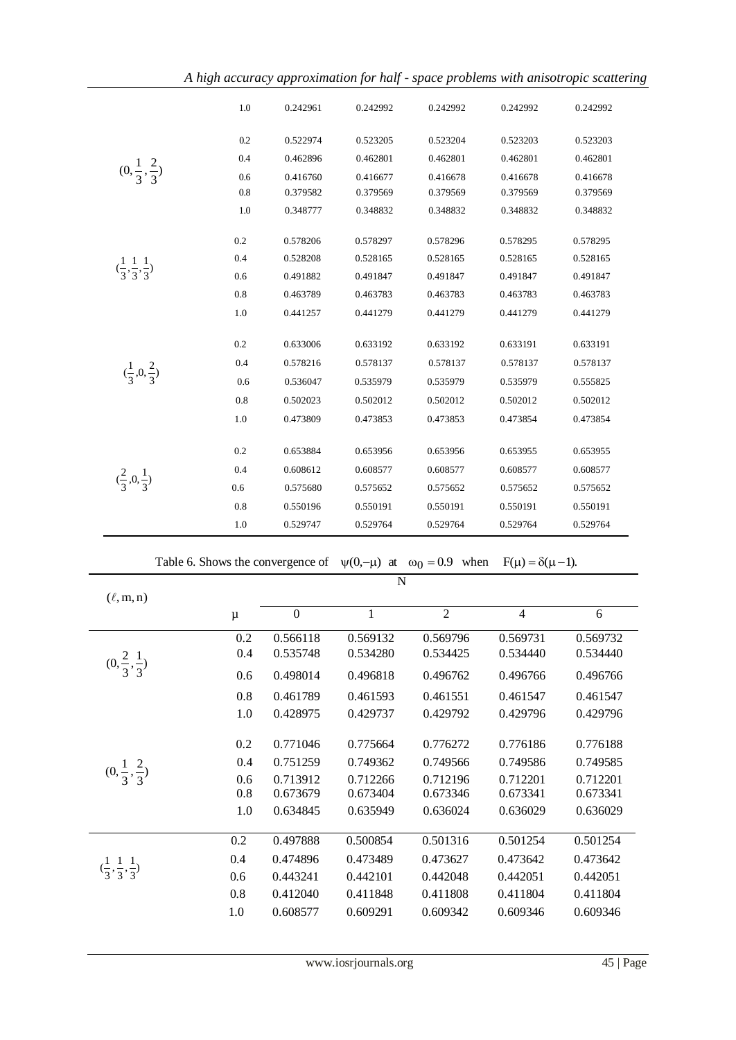| | | | | | | |
|---|---|---|---|---|---|---|
| | 1.0 | 0.242961 | 0.242992 | 0.242992 | 0.242992 | 0.242992 |
| $(0,\frac{1}{3},\frac{2}{3})$ | 0.2 | 0.522974 | 0.523205 | 0.523204 | 0.523203 | 0.523203 |
| | 0.4 | 0.462896 | 0.462801 | 0.462801 | 0.462801 | 0.462801 |
| | 0.6 | 0.416760 | 0.416677 | 0.416678 | 0.416678 | 0.416678 |
| | 0.8 | 0.379582 | 0.379569 | 0.379569 | 0.379569 | 0.379569 |
| | 1.0 | 0.348777 | 0.348832 | 0.348832 | 0.348832 | 0.348832 |
| $(\frac{1}{3},\frac{1}{3},\frac{1}{3})$ | 0.2 | 0.578206 | 0.578297 | 0.578296 | 0.578295 | 0.578295 |
| | 0.4 | 0.528208 | 0.528165 | 0.528165 | 0.528165 | 0.528165 |
| | 0.6 | 0.491882 | 0.491847 | 0.491847 | 0.491847 | 0.491847 |
| | 0.8 | 0.463789 | 0.463783 | 0.463783 | 0.463783 | 0.463783 |
| | 1.0 | 0.441257 | 0.441279 | 0.441279 | 0.441279 | 0.441279 |
| $(\frac{1}{3},0,\frac{2}{3})$ | 0.2 | 0.633006 | 0.633192 | 0.633192 | 0.633191 | 0.633191 |
| | 0.4 | 0.578216 | 0.578137 | 0.578137 | 0.578137 | 0.578137 |
| | 0.6 | 0.536047 | 0.535979 | 0.535979 | 0.535979 | 0.555825 |
| | 0.8 | 0.502023 | 0.502012 | 0.502012 | 0.502012 | 0.502012 |
| | 1.0 | 0.473809 | 0.473853 | 0.473853 | 0.473854 | 0.473854 |
| $(\frac{2}{3},0,\frac{1}{3})$ | 0.2 | 0.653884 | 0.653956 | 0.653956 | 0.653955 | 0.653955 |
| | 0.4 | 0.608612 | 0.608577 | 0.608577 | 0.608577 | 0.608577 |
| | 0.6 | 0.575680 | 0.575652 | 0.575652 | 0.575652 | 0.575652 |
| | 0.8 | 0.550196 | 0.550191 | 0.550191 | 0.550191 | 0.550191 |
| | 1.0 | 0.529747 | 0.529764 | 0.529764 | 0.529764 | 0.529764 |

Table 6. Shows the convergence of $\psi(0,-\mu)$ at $\omega_0 = 0.9$ when $F(\mu) = \delta(\mu - 1)$.

| $(\ell, m, n)$ | $\mu$ | N | | | | |
|---|---|---|---|---|---|---|
| | | 0 | 1 | 2 | 4 | 6 |
| $(0,\frac{2}{3},\frac{1}{3})$ | 0.2 | 0.566118 | 0.569132 | 0.569796 | 0.569731 | 0.569732 |
| | 0.4 | 0.535748 | 0.534280 | 0.534425 | 0.534440 | 0.534440 |
| | 0.6 | 0.498014 | 0.496818 | 0.496762 | 0.496766 | 0.496766 |
| | 0.8 | 0.461789 | 0.461593 | 0.461551 | 0.461547 | 0.461547 |
| | 1.0 | 0.428975 | 0.429737 | 0.429792 | 0.429796 | 0.429796 |
| $(0,\frac{1}{3},\frac{2}{3})$ | 0.2 | 0.771046 | 0.775664 | 0.776272 | 0.776186 | 0.776188 |
| | 0.4 | 0.751259 | 0.749362 | 0.749566 | 0.749586 | 0.749585 |
| | 0.6 | 0.713912 | 0.712266 | 0.712196 | 0.712201 | 0.712201 |
| | 0.8 | 0.673679 | 0.673404 | 0.673346 | 0.673341 | 0.673341 |
| | 1.0 | 0.634845 | 0.635949 | 0.636024 | 0.636029 | 0.636029 |
| $(\frac{1}{3},\frac{1}{3},\frac{1}{3})$ | 0.2 | 0.497888 | 0.500854 | 0.501316 | 0.501254 | 0.501254 |
| | 0.4 | 0.474896 | 0.473489 | 0.473627 | 0.473642 | 0.473642 |
| | 0.6 | 0.443241 | 0.442101 | 0.442048 | 0.442051 | 0.442051 |
| | 0.8 | 0.412040 | 0.411848 | 0.411808 | 0.411804 | 0.411804 |
| | 1.0 | 0.608577 | 0.609291 | 0.609342 | 0.609346 | 0.609346 |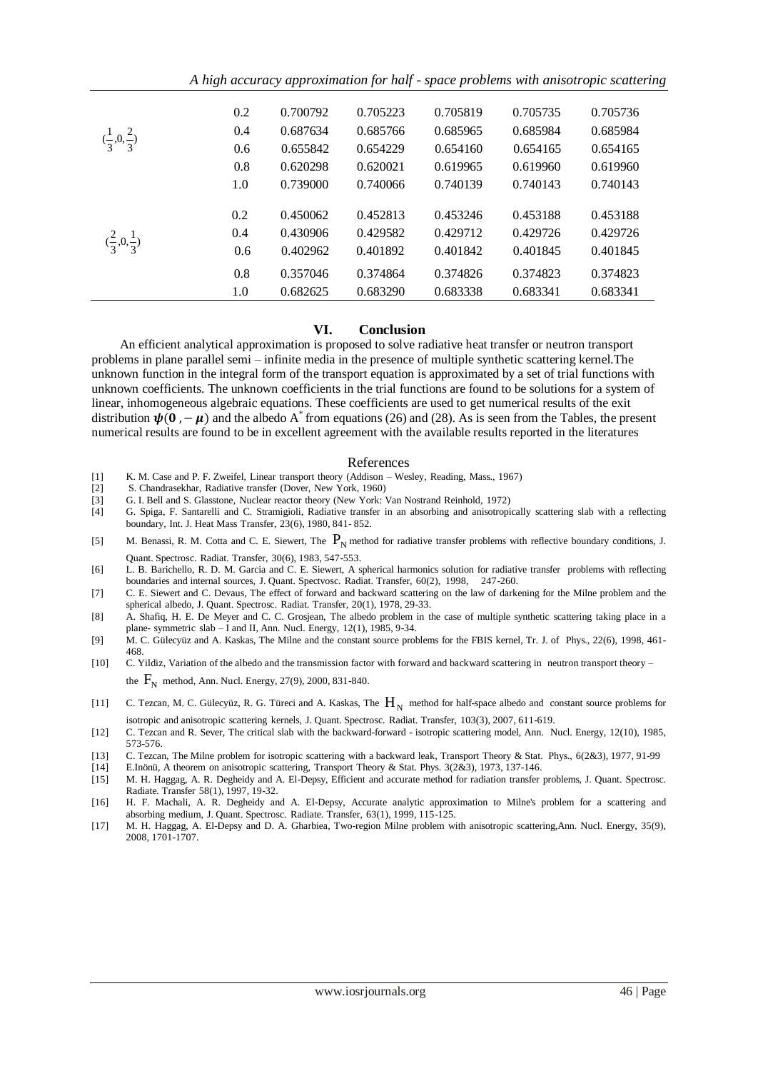| | | | | | | |
|---|---|---|---|---|---|---|
| $(\frac{1}{3},0,\frac{2}{3})$ | 0.2 | 0.700792 | 0.705223 | 0.705819 | 0.705735 | 0.705736 |
| | 0.4 | 0.687634 | 0.685766 | 0.685965 | 0.685984 | 0.685984 |
| | 0.6 | 0.655842 | 0.654229 | 0.654160 | 0.654165 | 0.654165 |
| | 0.8 | 0.620298 | 0.620021 | 0.619965 | 0.619960 | 0.619960 |
| | 1.0 | 0.739000 | 0.740066 | 0.740139 | 0.740143 | 0.740143 |
| $(\frac{2}{3},0,\frac{1}{3})$ | 0.2 | 0.450062 | 0.452813 | 0.453246 | 0.453188 | 0.453188 |
| | 0.4 | 0.430906 | 0.429582 | 0.429712 | 0.429726 | 0.429726 |
| | 0.6 | 0.402962 | 0.401892 | 0.401842 | 0.401845 | 0.401845 |
| | 0.8 | 0.357046 | 0.374864 | 0.374826 | 0.374823 | 0.374823 |
| | 1.0 | 0.682625 | 0.683290 | 0.683338 | 0.683341 | 0.683341 |

## VI. Conclusion

An efficient analytical approximation is proposed to solve radiative heat transfer or neutron transport problems in plane parallel semi – infinite media in the presence of multiple synthetic scattering kernel.The unknown function in the integral form of the transport equation is approximated by a set of trial functions with unknown coefficients. The unknown coefficients in the trial functions are found to be solutions for a system of linear, inhomogeneous algebraic equations. These coefficients are used to get numerical results of the exit distribution $\boldsymbol{\psi}(\mathbf{0}\,,-\boldsymbol{\mu})$ and the albedo $A^*$ from equations (26) and (28). As is seen from the Tables, the present numerical results are found to be in excellent agreement with the available results reported in the literatures

## References

[1] K. M. Case and P. F. Zweifel, Linear transport theory (Addison – Wesley, Reading, Mass., 1967)

[2] S. Chandrasekhar, Radiative transfer (Dover, New York, 1960)

[3] G. I. Bell and S. Glasstone, Nuclear reactor theory (New York: Van Nostrand Reinhold, 1972)

[4] G. Spiga, F. Santarelli and C. Stramigioli, Radiative transfer in an absorbing and anisotropically scattering slab with a reflecting boundary, Int. J. Heat Mass Transfer, 23(6), 1980, 841- 852.

[5] M. Benassi, R. M. Cotta and C. E. Siewert, The $P_N$ method for radiative transfer problems with reflective boundary conditions, J. Quant. Spectrosc. Radiat. Transfer, 30(6), 1983, 547-553.

[6] L. B. Barichello, R. D. M. Garcia and C. E. Siewert, A spherical harmonics solution for radiative transfer problems with reflecting boundaries and internal sources, J. Quant. Spectvosc. Radiat. Transfer, 60(2), 1998, 247-260.

[7] C. E. Siewert and C. Devaus, The effect of forward and backward scattering on the law of darkening for the Milne problem and the spherical albedo, J. Quant. Spectrosc. Radiat. Transfer, 20(1), 1978, 29-33.

[8] A. Shafiq, H. E. De Meyer and C. C. Grosjean, The albedo problem in the case of multiple synthetic scattering taking place in a plane- symmetric slab – I and II, Ann. Nucl. Energy, 12(1), 1985, 9-34.

[9] M. C. Gülecyüz and A. Kaskas, The Milne and the constant source problems for the FBIS kernel, Tr. J. of Phys., 22(6), 1998, 461-468.

[10] C. Yildiz, Variation of the albedo and the transmission factor with forward and backward scattering in neutron transport theory – the $F_N$ method, Ann. Nucl. Energy, 27(9), 2000, 831-840.

[11] C. Tezcan, M. C. Gülecyüz, R. G. Türeci and A. Kaskas, The $H_N$ method for half-space albedo and constant source problems for isotropic and anisotropic scattering kernels, J. Quant. Spectrosc. Radiat. Transfer, 103(3), 2007, 611-619.

[12] C. Tezcan and R. Sever, The critical slab with the backward-forward - isotropic scattering model, Ann. Nucl. Energy, 12(10), 1985, 573-576.

[13] C. Tezcan, The Milne problem for isotropic scattering with a backward leak, Transport Theory & Stat. Phys., 6(2&3), 1977, 91-99

[14] E.Inönü, A theorem on anisotropic scattering, Transport Theory & Stat. Phys. 3(2&3), 1973, 137-146.

[15] M. H. Haggag, A. R. Degheidy and A. El-Depsy, Efficient and accurate method for radiation transfer problems, J. Quant. Spectrosc. Radiate. Transfer 58(1), 1997, 19-32.

[16] H. F. Machali, A. R. Degheidy and A. El-Depsy, Accurate analytic approximation to Milne's problem for a scattering and absorbing medium, J. Quant. Spectrosc. Radiate. Transfer, 63(1), 1999, 115-125.

[17] M. H. Haggag, A. El-Depsy and D. A. Gharbiea, Two-region Milne problem with anisotropic scattering,Ann. Nucl. Energy, 35(9), 2008, 1701-1707.